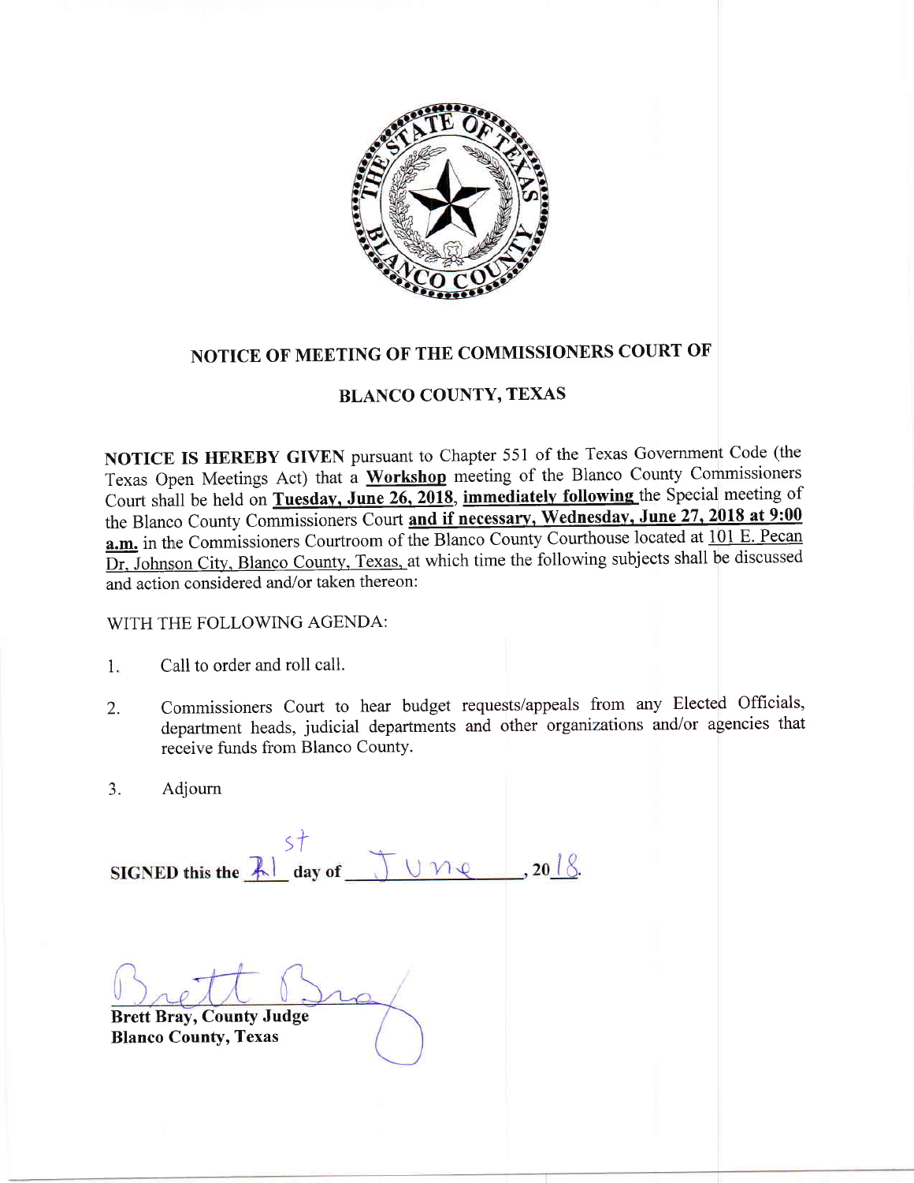# NOTICE OF MEETING OF THE COMMISSIONERS COURT OF

## BLANCO COUNTY, TEXAS

**NOTICE IS HEREBY GIVEN** pursuant to Chapter 551 of the Texas Government Code (the Texas Open Meetings Act) that a **Workshop** meeting of the Blanco County Commissioners Court shall be held on **Tuesday, June 26, 2018**, **immediately following** the Special meeting of the Blanco County Commissioners Court **and if necessary, Wednesday, June 27, 2018 at 9:00 a.m.** in the Commissioners Courtroom of the Blanco County Courthouse located at 101 E. Pecan Dr. Johnson City, Blanco County, Texas, at which time the following subjects shall be discussed and action considered and/or taken thereon:

WITH THE FOLLOWING AGENDA:

1. Call to order and roll call.
2. Commissioners Court to hear budget requests/appeals from any Elected Officials, department heads, judicial departments and other organizations and/or agencies that receive funds from Blanco County.
3. Adjourn

**SIGNED this the** 21st **day of** June, **20**18.

**Brett Bray, County Judge**
**Blanco County, Texas**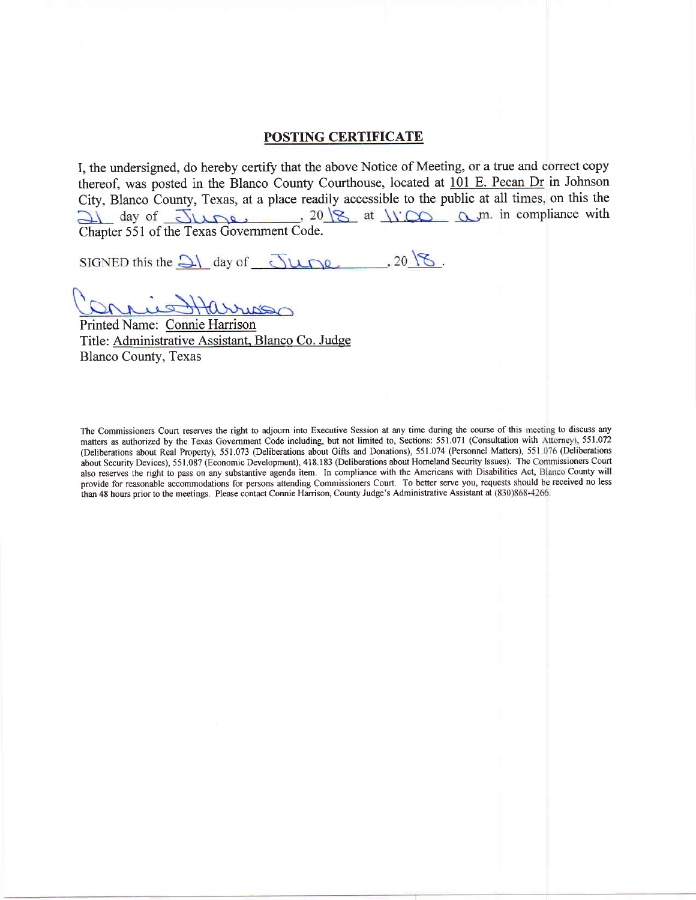## POSTING CERTIFICATE

I, the undersigned, do hereby certify that the above Notice of Meeting, or a true and correct copy thereof, was posted in the Blanco County Courthouse, located at 101 E. Pecan Dr in Johnson City, Blanco County, Texas, at a place readily accessible to the public at all times, on this the 21 day of June, 20 18 at 11:00 a.m. in compliance with Chapter 551 of the Texas Government Code.

SIGNED this the 21 day of June, 20 18.

Connie Harrison

Printed Name: Connie Harrison
Title: Administrative Assistant, Blanco Co. Judge
Blanco County, Texas

The Commissioners Court reserves the right to adjourn into Executive Session at any time during the course of this meeting to discuss any matters as authorized by the Texas Government Code including, but not limited to, Sections: 551.071 (Consultation with Attorney), 551.072 (Deliberations about Real Property), 551.073 (Deliberations about Gifts and Donations), 551.074 (Personnel Matters), 551.076 (Deliberations about Security Devices), 551.087 (Economic Development), 418.183 (Deliberations about Homeland Security Issues). The Commissioners Court also reserves the right to pass on any substantive agenda item. In compliance with the Americans with Disabilities Act, Blanco County will provide for reasonable accommodations for persons attending Commissioners Court. To better serve you, requests should be received no less than 48 hours prior to the meetings. Please contact Connie Harrison, County Judge's Administrative Assistant at (830)868-4266.